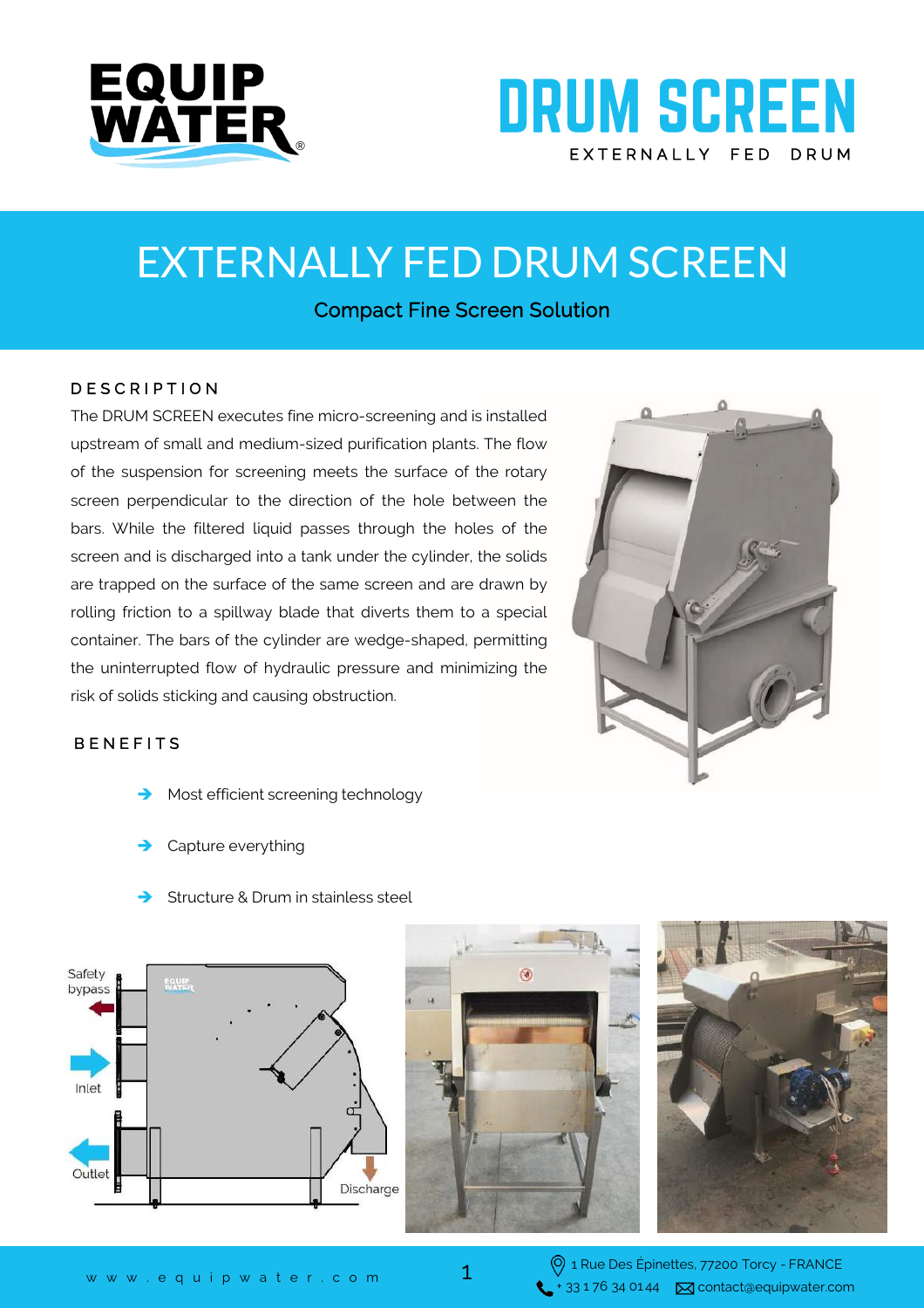# DRUM SCREEN

EXTERNALLY FED DRUM

# EXTERNALLY FED DRUM SCREEN

Compact Fine Screen Solution

## DESCRIPTION

The DRUM SCREEN executes fine micro-screening and is installed upstream of small and medium-sized purification plants. The flow of the suspension for screening meets the surface of the rotary screen perpendicular to the direction of the hole between the bars. While the filtered liquid passes through the holes of the screen and is discharged into a tank under the cylinder, the solids are trapped on the surface of the same screen and are drawn by rolling friction to a spillway blade that diverts them to a special container. The bars of the cylinder are wedge-shaped, permitting the uninterrupted flow of hydraulic pressure and minimizing the risk of solids sticking and causing obstruction.

## BENEFITS

- Most efficient screening technology
- Capture everything
- Structure & Drum in stainless steel

Safety bypass

Inlet

Outlet

Discharge

www.equipwater.com

1 Rue Des Épinettes, 77200 Torcy - FRANCE

+ 33 1 76 34 01 44 contact@equipwater.com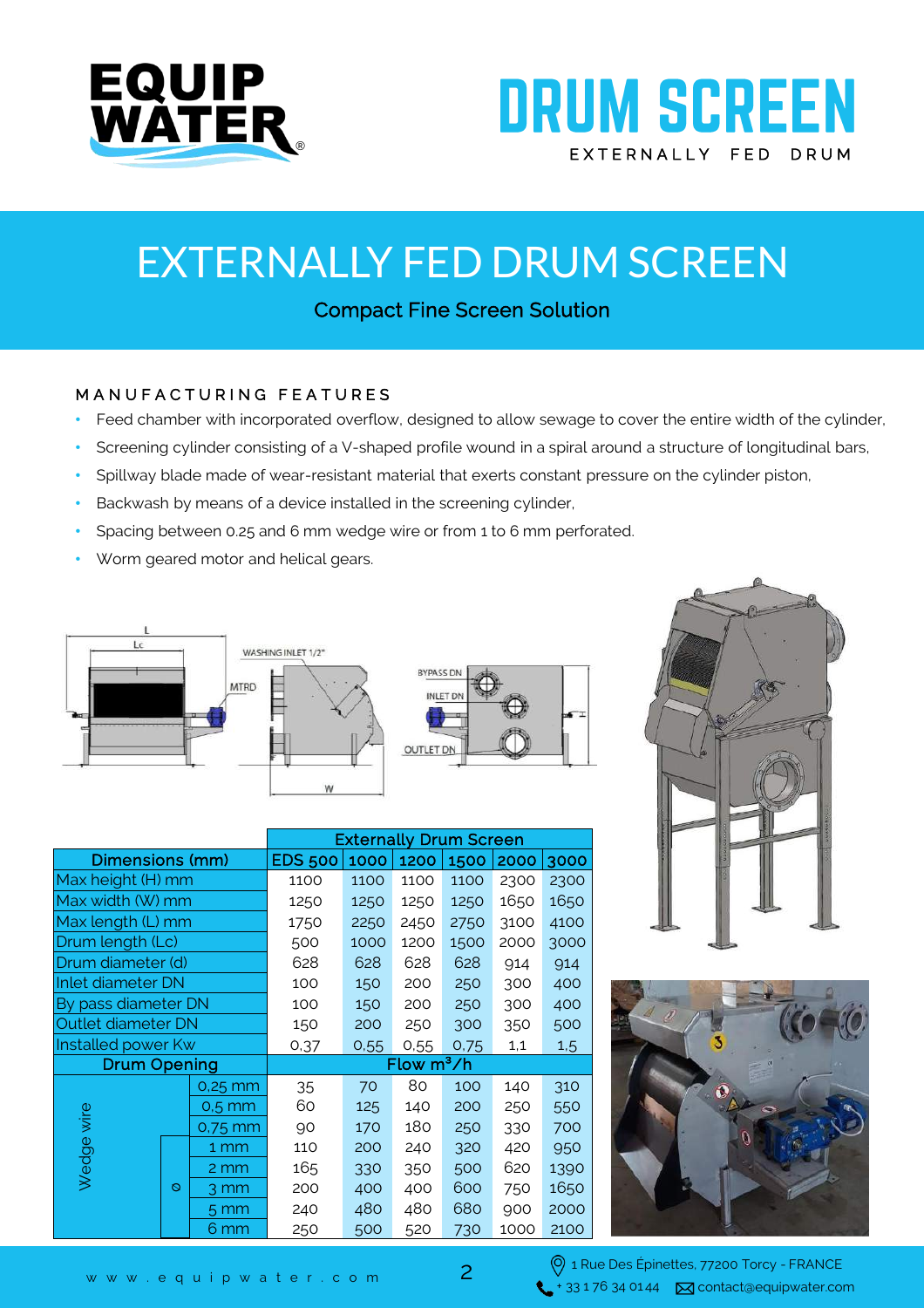EQUIP WATER®

# DRUM SCREEN

EXTERNALLY FED DRUM

# EXTERNALLY FED DRUM SCREEN

Compact Fine Screen Solution

## MANUFACTURING FEATURES

- Feed chamber with incorporated overflow, designed to allow sewage to cover the entire width of the cylinder,
- Screening cylinder consisting of a V-shaped profile wound in a spiral around a structure of longitudinal bars,
- Spillway blade made of wear-resistant material that exerts constant pressure on the cylinder piston,
- Backwash by means of a device installed in the screening cylinder,
- Spacing between 0.25 and 6 mm wedge wire or from 1 to 6 mm perforated.
- Worm geared motor and helical gears.

L
Lc
WASHING INLET 1/2"
MTRD
BYPASS DN
INLET DN
OUTLET DN
W

| Dimensions (mm) | | | Externally Drum Screen | | | | | |
|---|---|---|---|---|---|---|---|---|
| | | | EDS 500 | 1000 | 1200 | 1500 | 2000 | 3000 |
| Max height (H) mm | | | 1100 | 1100 | 1100 | 1100 | 2300 | 2300 |
| Max width (W) mm | | | 1250 | 1250 | 1250 | 1250 | 1650 | 1650 |
| Max length (L) mm | | | 1750 | 2250 | 2450 | 2750 | 3100 | 4100 |
| Drum length (Lc) | | | 500 | 1000 | 1200 | 1500 | 2000 | 3000 |
| Drum diameter (d) | | | 628 | 628 | 628 | 628 | 914 | 914 |
| Inlet diameter DN | | | 100 | 150 | 200 | 250 | 300 | 400 |
| By pass diameter DN | | | 100 | 150 | 200 | 250 | 300 | 400 |
| Outlet diameter DN | | | 150 | 200 | 250 | 300 | 350 | 500 |
| Installed power Kw | | | 0,37 | 0,55 | 0,55 | 0,75 | 1,1 | 1,5 |
| Drum Opening | | | Flow m³/h | | | | | |
| Wedge wire | ⊘ | 0,25 mm | 35 | 70 | 80 | 100 | 140 | 310 |
| | | 0,5 mm | 60 | 125 | 140 | 200 | 250 | 550 |
| | | 0,75 mm | 90 | 170 | 180 | 250 | 330 | 700 |
| | | 1 mm | 110 | 200 | 240 | 320 | 420 | 950 |
| | | 2 mm | 165 | 330 | 350 | 500 | 620 | 1390 |
| | | 3 mm | 200 | 400 | 400 | 600 | 750 | 1650 |
| | | 5 mm | 240 | 480 | 480 | 680 | 900 | 2000 |
| | | 6 mm | 250 | 500 | 520 | 730 | 1000 | 2100 |

www.equipwater.com

1 Rue Des Épinettes, 77200 Torcy - FRANCE

+ 33 1 76 34 01 44 contact@equipwater.com